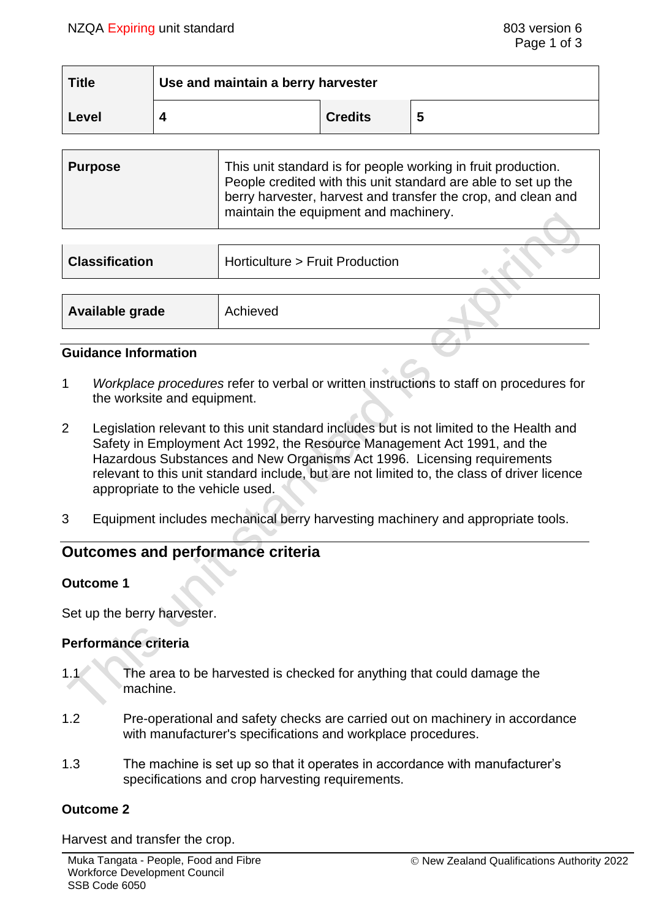| Title | Use and maintain a berry harvester | | |
|---|---|---|---|
| Level | 4 | Credits | 5 |

| Purpose | This unit standard is for people working in fruit production. People credited with this unit standard are able to set up the berry harvester, harvest and transfer the crop, and clean and maintain the equipment and machinery. |
|---|---|

| Classification | Horticulture > Fruit Production |
|---|---|

| Available grade | Achieved |
|---|---|

### Guidance Information

1. *Workplace procedures* refer to verbal or written instructions to staff on procedures for the worksite and equipment.

2. Legislation relevant to this unit standard includes but is not limited to the Health and Safety in Employment Act 1992, the Resource Management Act 1991, and the Hazardous Substances and New Organisms Act 1996. Licensing requirements relevant to this unit standard include, but are not limited to, the class of driver licence appropriate to the vehicle used.

3. Equipment includes mechanical berry harvesting machinery and appropriate tools.

## Outcomes and performance criteria

### Outcome 1

Set up the berry harvester.

### Performance criteria

1.1 The area to be harvested is checked for anything that could damage the machine.

1.2 Pre-operational and safety checks are carried out on machinery in accordance with manufacturer's specifications and workplace procedures.

1.3 The machine is set up so that it operates in accordance with manufacturer's specifications and crop harvesting requirements.

### Outcome 2

Harvest and transfer the crop.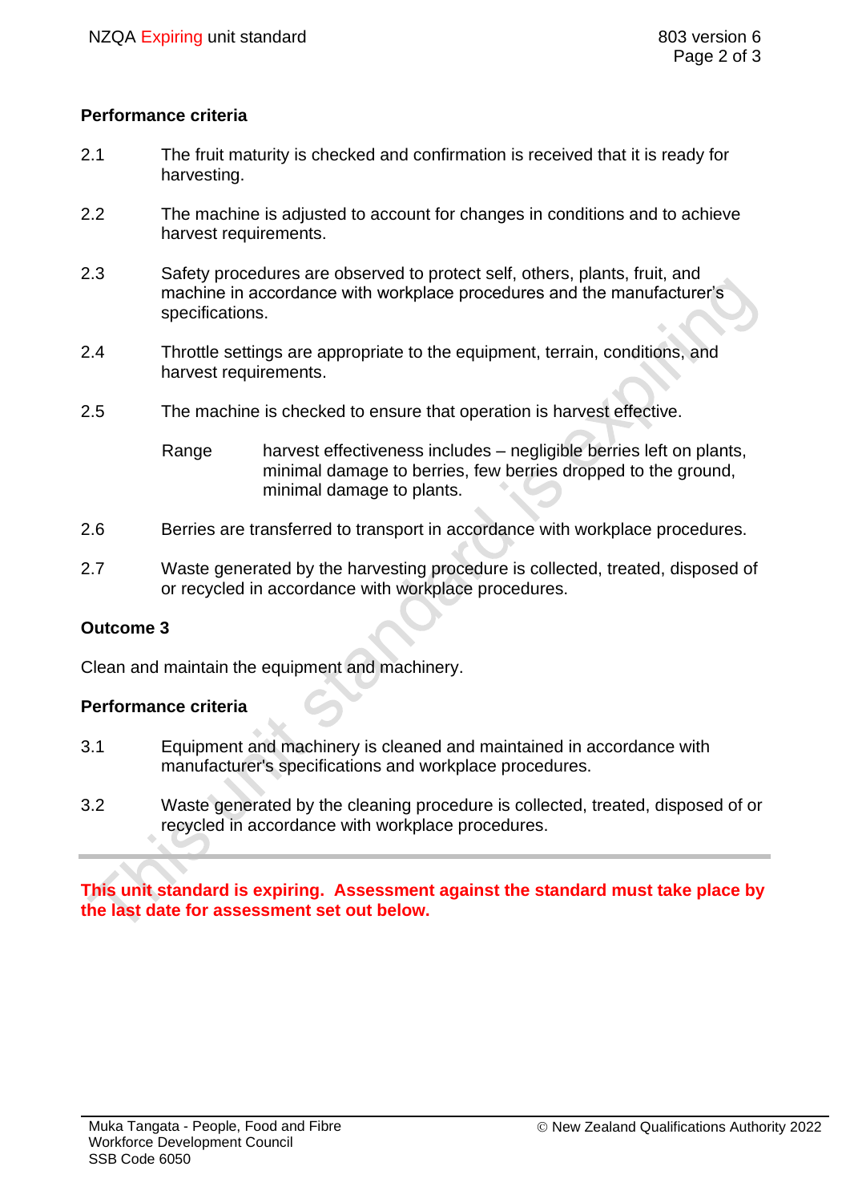### Performance criteria

2.1 The fruit maturity is checked and confirmation is received that it is ready for harvesting.

2.2 The machine is adjusted to account for changes in conditions and to achieve harvest requirements.

2.3 Safety procedures are observed to protect self, others, plants, fruit, and machine in accordance with workplace procedures and the manufacturer's specifications.

2.4 Throttle settings are appropriate to the equipment, terrain, conditions, and harvest requirements.

2.5 The machine is checked to ensure that operation is harvest effective.

Range harvest effectiveness includes – negligible berries left on plants, minimal damage to berries, few berries dropped to the ground, minimal damage to plants.

2.6 Berries are transferred to transport in accordance with workplace procedures.

2.7 Waste generated by the harvesting procedure is collected, treated, disposed of or recycled in accordance with workplace procedures.

## Outcome 3

Clean and maintain the equipment and machinery.

### Performance criteria

3.1 Equipment and machinery is cleaned and maintained in accordance with manufacturer's specifications and workplace procedures.

3.2 Waste generated by the cleaning procedure is collected, treated, disposed of or recycled in accordance with workplace procedures.

---

**This unit standard is expiring. Assessment against the standard must take place by the last date for assessment set out below.**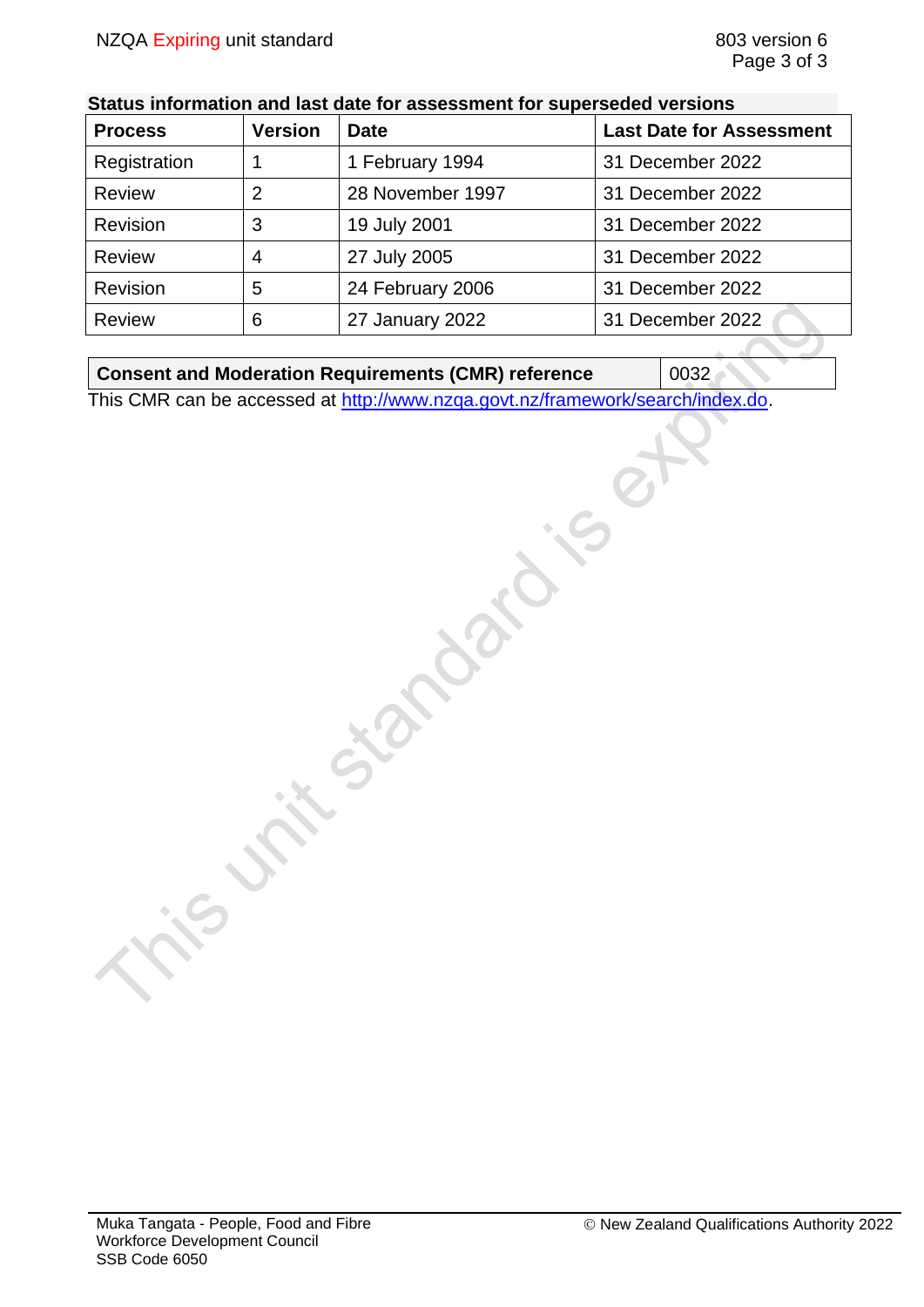**Status information and last date for assessment for superseded versions**

| Process | Version | Date | Last Date for Assessment |
|---|---|---|---|
| Registration | 1 | 1 February 1994 | 31 December 2022 |
| Review | 2 | 28 November 1997 | 31 December 2022 |
| Revision | 3 | 19 July 2001 | 31 December 2022 |
| Review | 4 | 27 July 2005 | 31 December 2022 |
| Revision | 5 | 24 February 2006 | 31 December 2022 |
| Review | 6 | 27 January 2022 | 31 December 2022 |

| Consent and Moderation Requirements (CMR) reference | 0032 |
|---|---|

This CMR can be accessed at http://www.nzqa.govt.nz/framework/search/index.do.